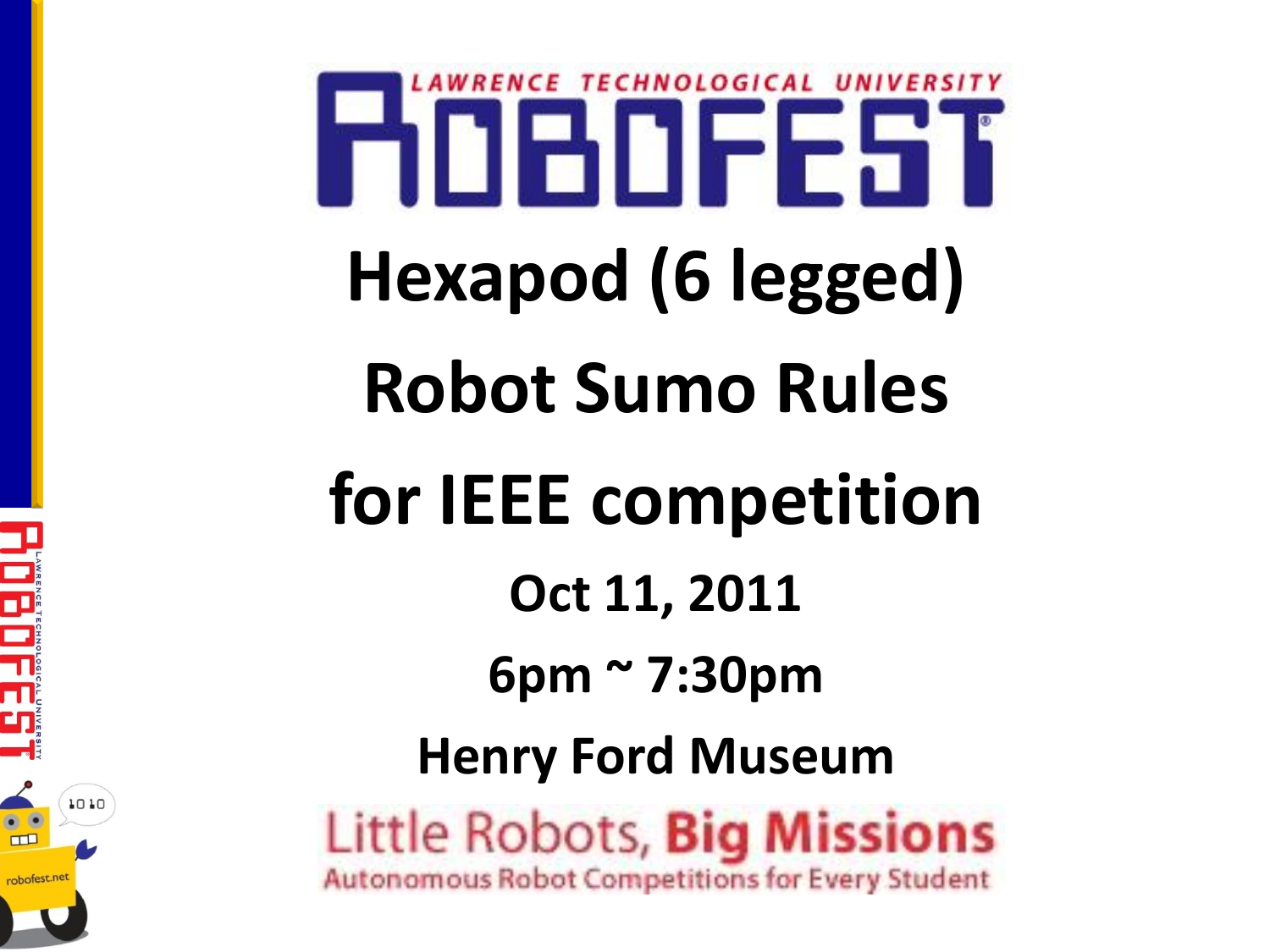LAWRENCE TECHNOLOGICAL UNIVERSITY ROBOFEST

# Hexapod (6 legged) Robot Sumo Rules for IEEE competition

**Oct 11, 2011**

**6pm ~ 7:30pm**

**Henry Ford Museum**

Little Robots, **Big Missions**

Autonomous Robot Competitions for Every Student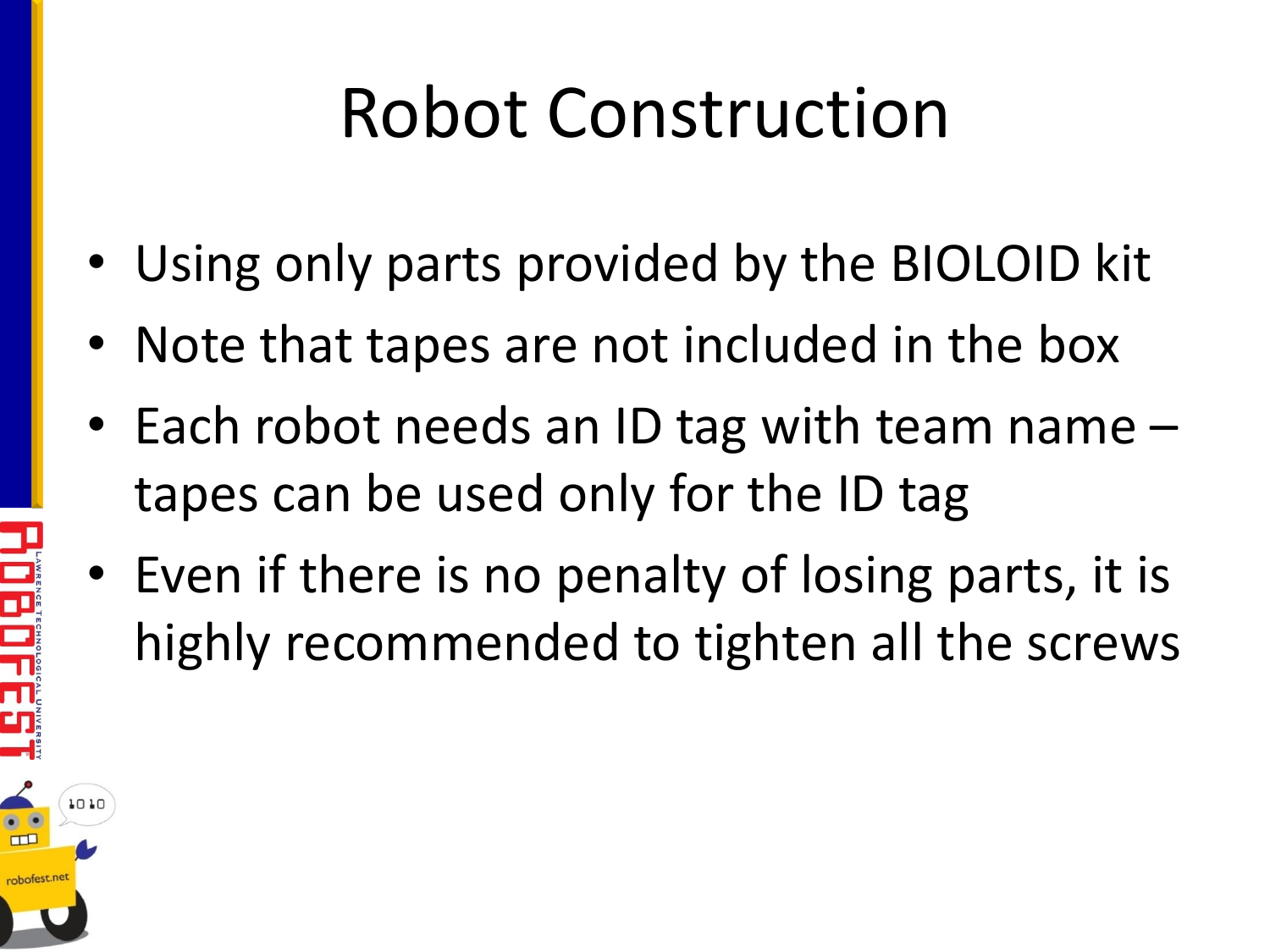# Robot Construction

- Using only parts provided by the BIOLOID kit
- Note that tapes are not included in the box
- Each robot needs an ID tag with team name – tapes can be used only for the ID tag
- Even if there is no penalty of losing parts, it is highly recommended to tighten all the screws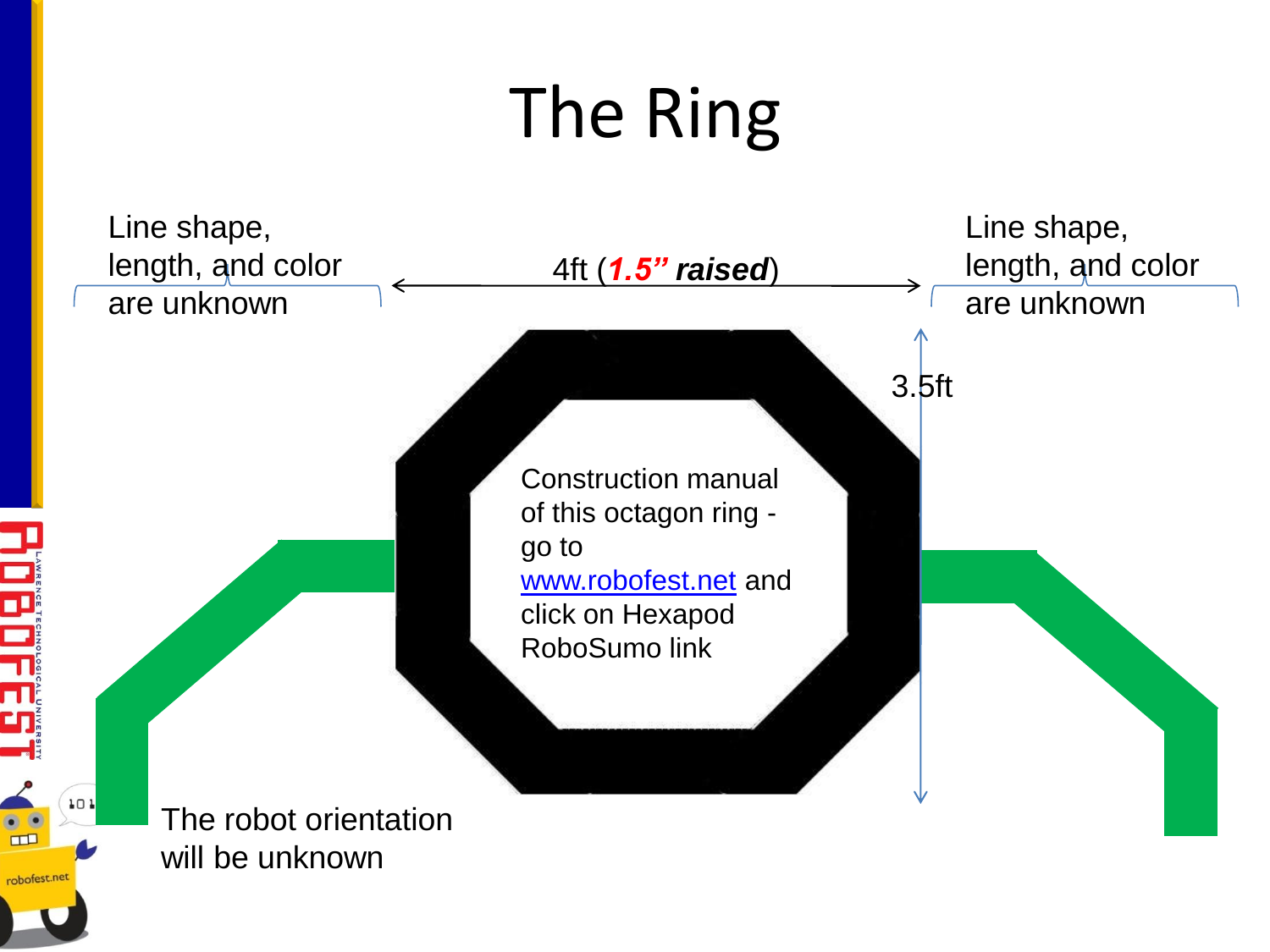# The Ring

Line shape, length, and color are unknown

4ft (***1.5" raised***)

Line shape, length, and color are unknown

3.5ft

Construction manual of this octagon ring - go to www.robofest.net and click on Hexapod RoboSumo link

The robot orientation will be unknown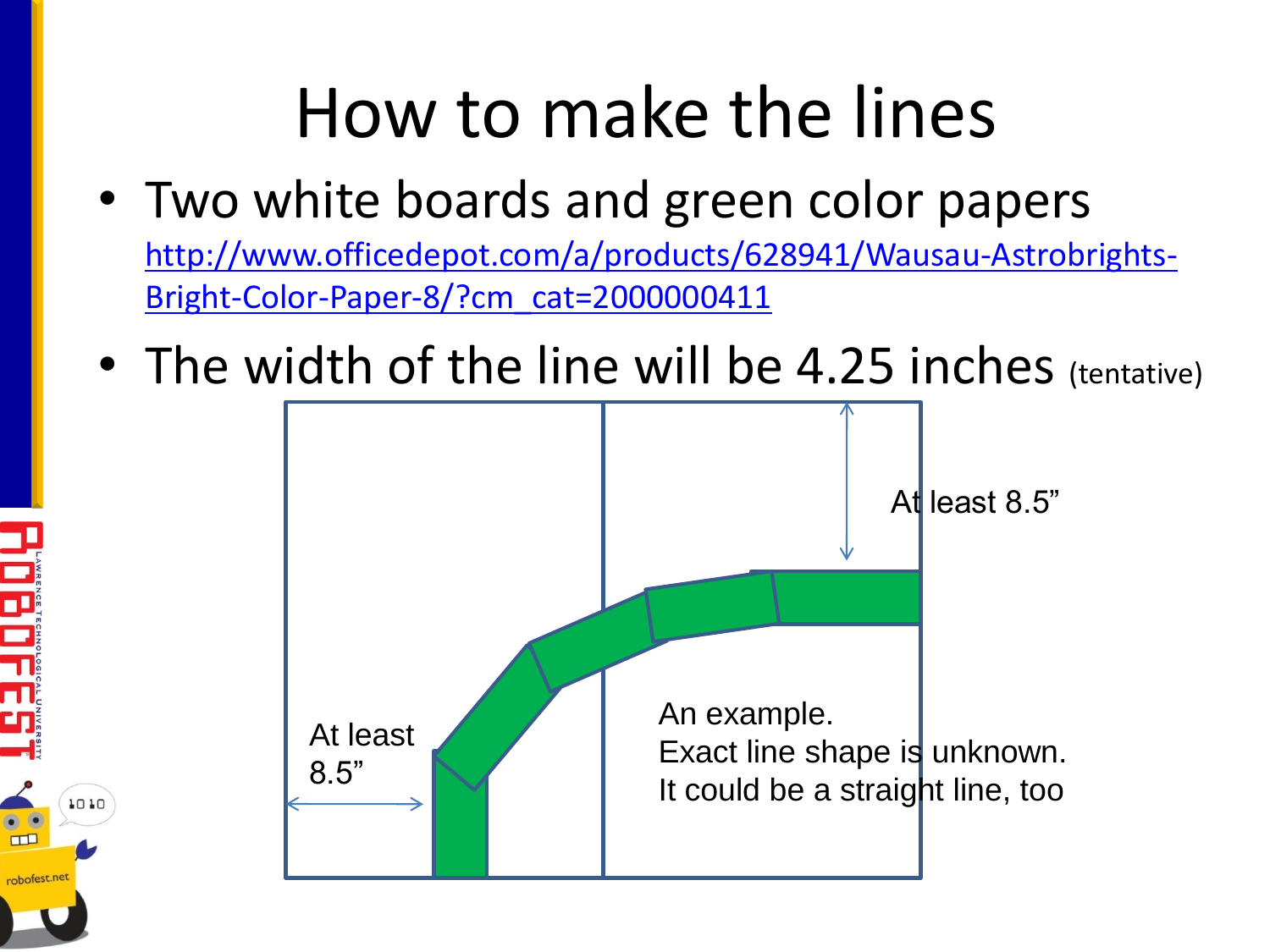# How to make the lines

- Two white boards and green color papers
  http://www.officedepot.com/a/products/628941/Wausau-Astrobrights-Bright-Color-Paper-8/?cm_cat=2000000411
- The width of the line will be 4.25 inches (tentative)

At least 8.5”

At least 8.5”

An example.
Exact line shape is unknown.
It could be a straight line, too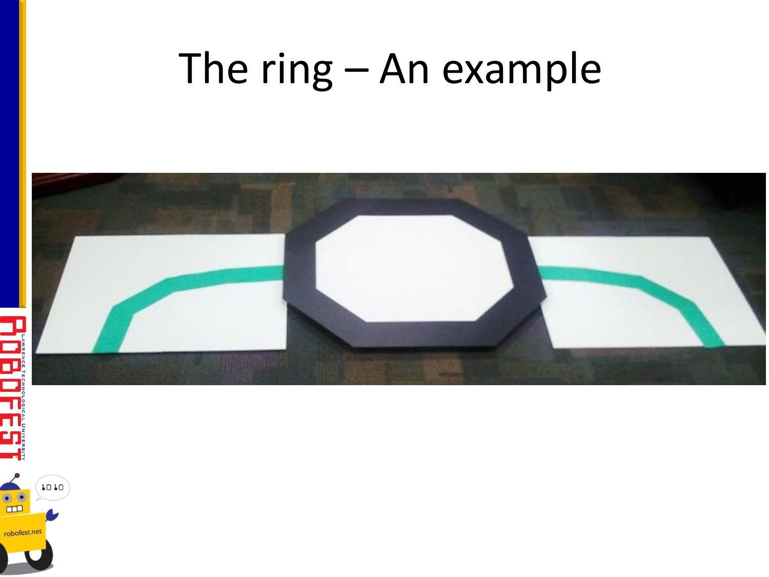# The ring – An example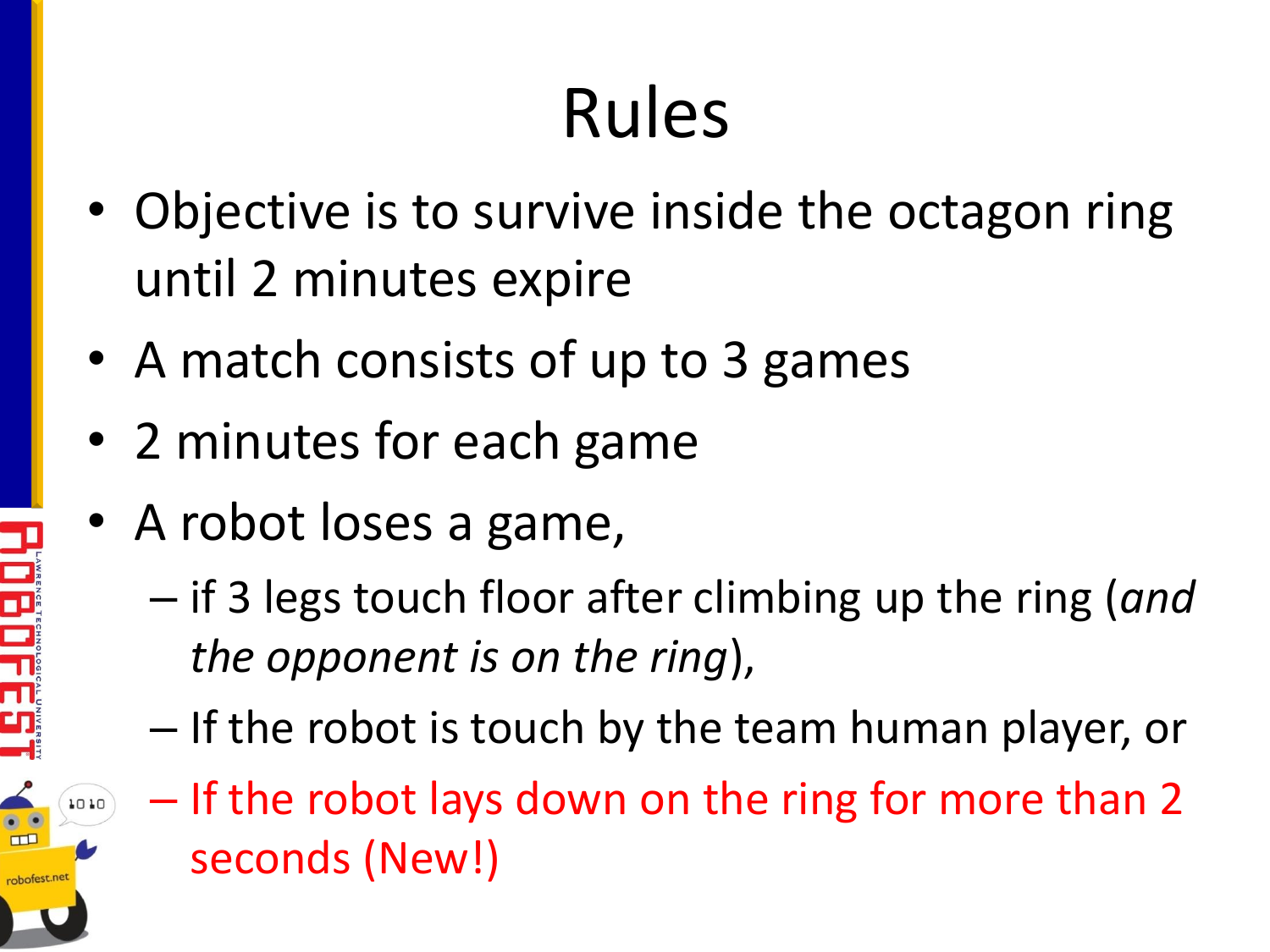# Rules

- Objective is to survive inside the octagon ring until 2 minutes expire
- A match consists of up to 3 games
- 2 minutes for each game
- A robot loses a game,
  - if 3 legs touch floor after climbing up the ring (*and the opponent is on the ring*),
  - If the robot is touch by the team human player, or
  - If the robot lays down on the ring for more than 2 seconds (New!)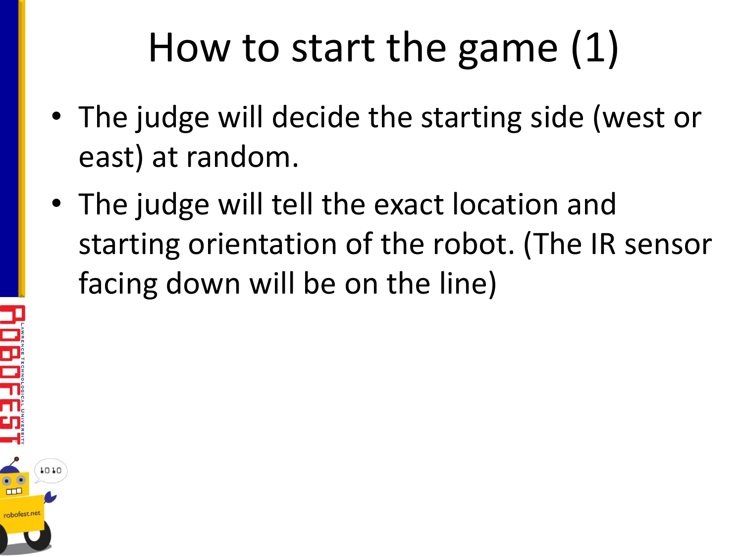# How to start the game (1)

- The judge will decide the starting side (west or east) at random.
- The judge will tell the exact location and starting orientation of the robot. (The IR sensor facing down will be on the line)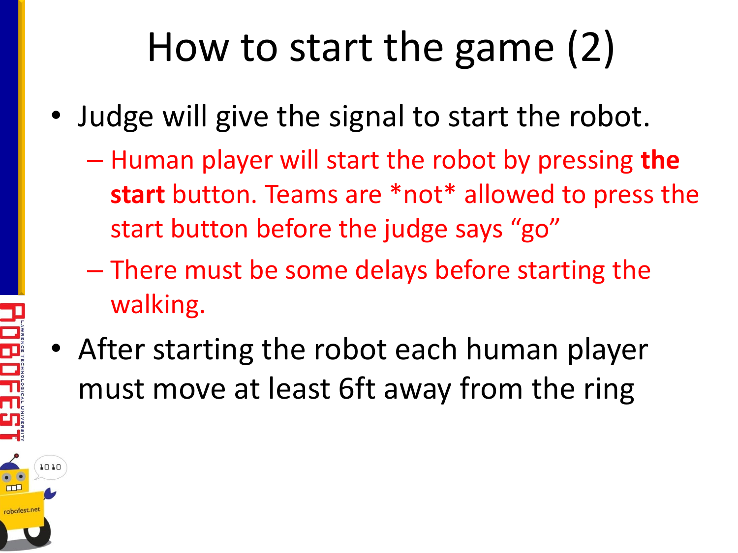# How to start the game (2)

- Judge will give the signal to start the robot.
  - Human player will start the robot by pressing **the start** button. Teams are *not* allowed to press the start button before the judge says "go"
  - There must be some delays before starting the walking.
- After starting the robot each human player must move at least 6ft away from the ring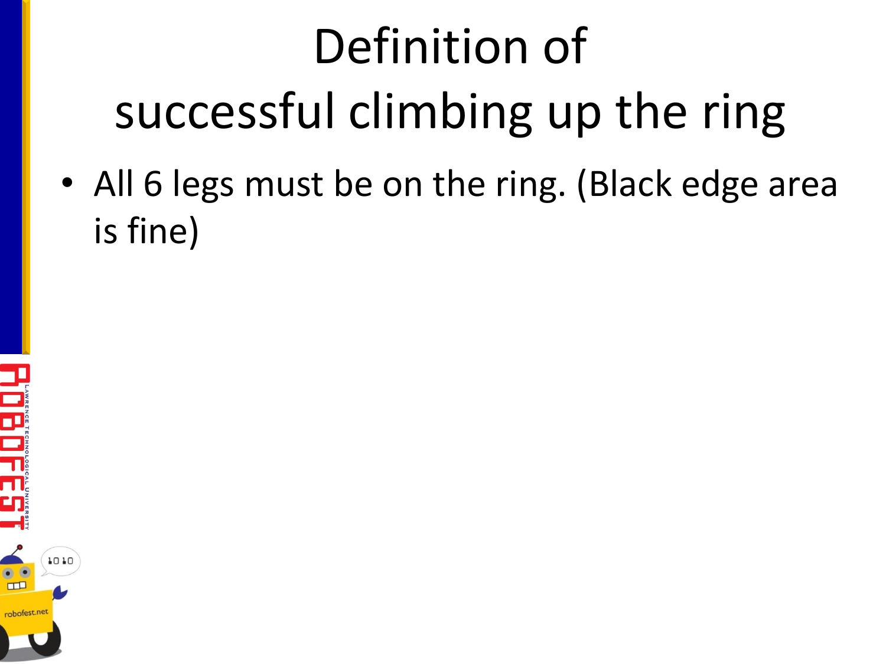# Definition of successful climbing up the ring

- All 6 legs must be on the ring. (Black edge area is fine)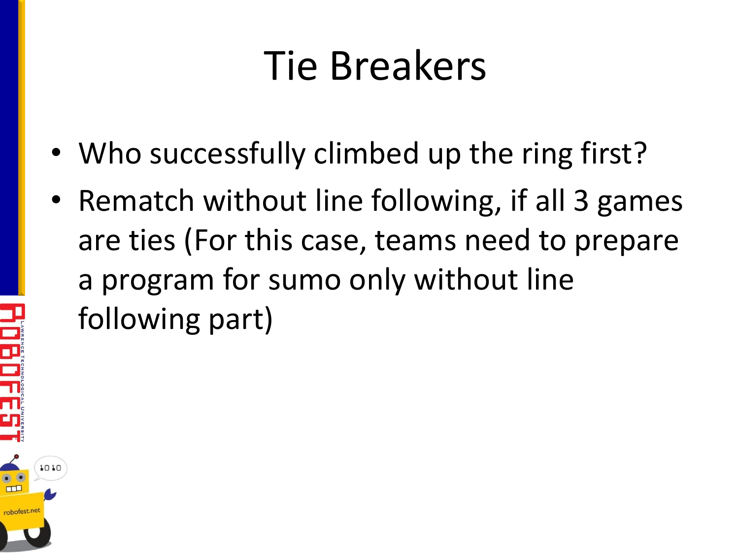# Tie Breakers

- Who successfully climbed up the ring first?
- Rematch without line following, if all 3 games are ties (For this case, teams need to prepare a program for sumo only without line following part)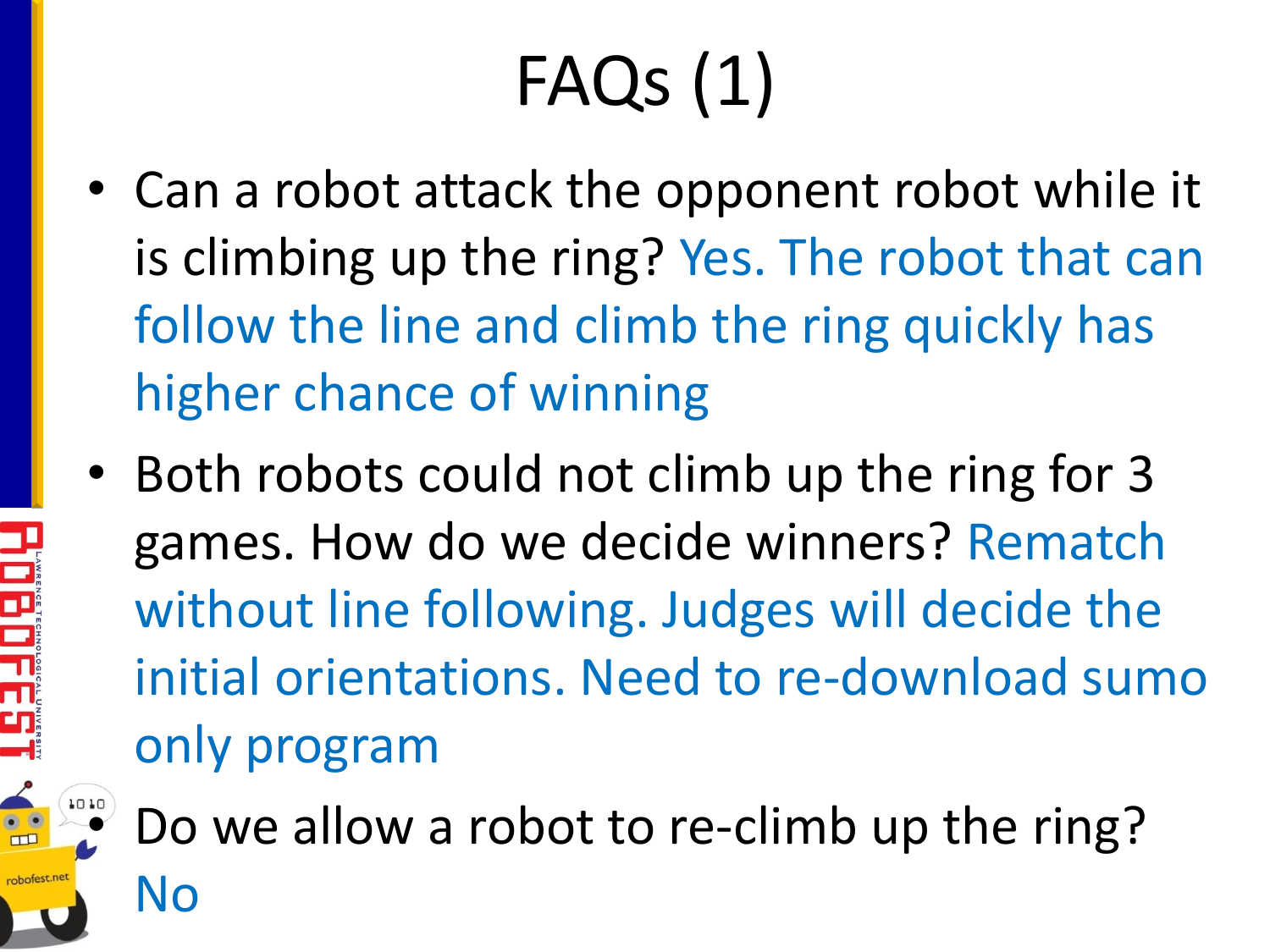# FAQs (1)

- Can a robot attack the opponent robot while it is climbing up the ring? Yes. The robot that can follow the line and climb the ring quickly has higher chance of winning
- Both robots could not climb up the ring for 3 games. How do we decide winners? Rematch without line following. Judges will decide the initial orientations. Need to re-download sumo only program
- Do we allow a robot to re-climb up the ring? No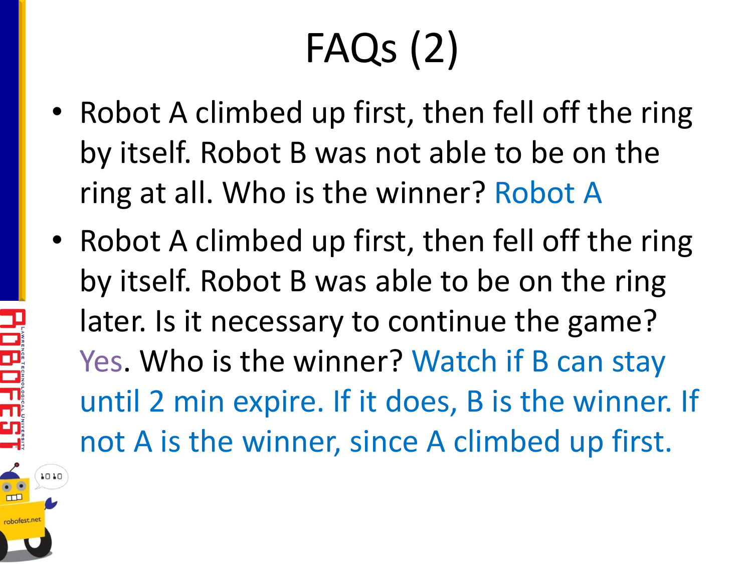# FAQs (2)

- Robot A climbed up first, then fell off the ring by itself. Robot B was not able to be on the ring at all. Who is the winner? Robot A
- Robot A climbed up first, then fell off the ring by itself. Robot B was able to be on the ring later. Is it necessary to continue the game? Yes. Who is the winner? Watch if B can stay until 2 min expire. If it does, B is the winner. If not A is the winner, since A climbed up first.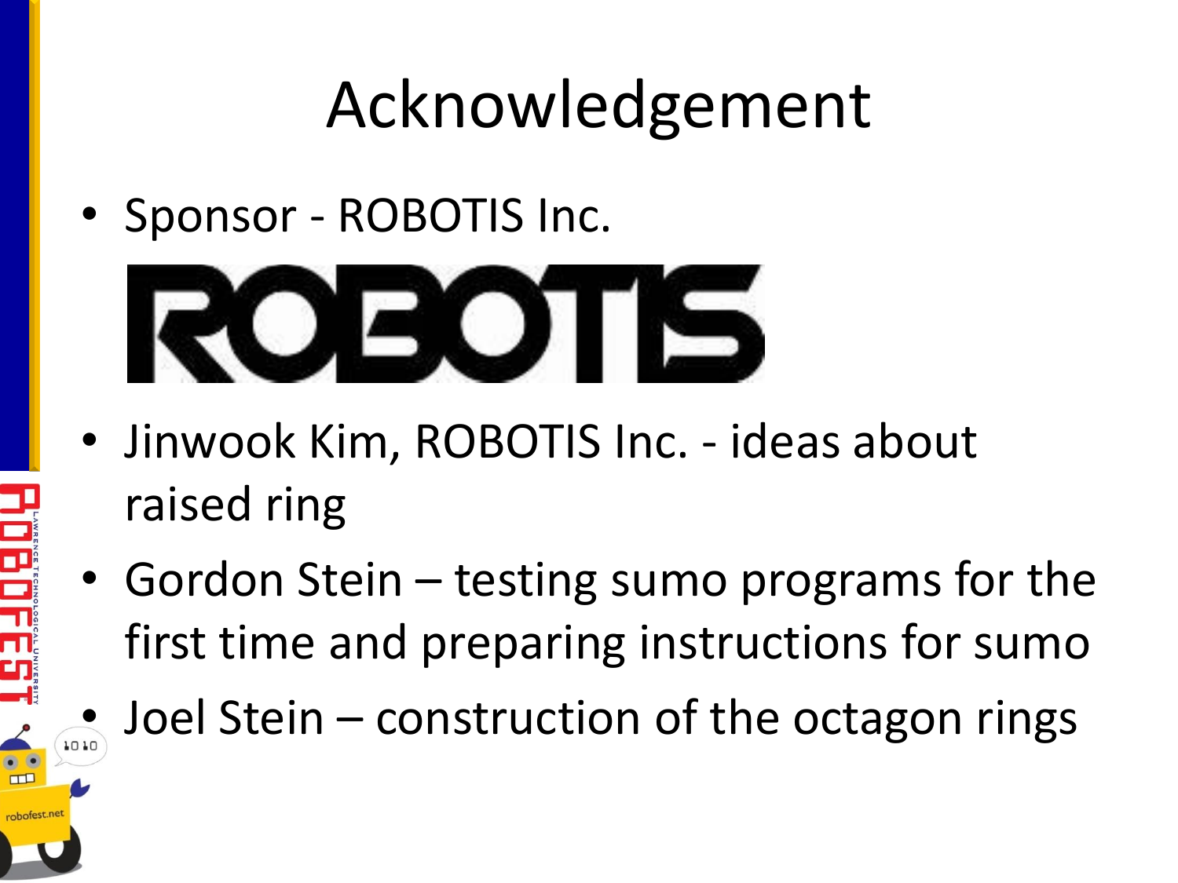# Acknowledgement

- Sponsor - ROBOTIS Inc.

ROBOTIS

- Jinwook Kim, ROBOTIS Inc. - ideas about raised ring
- Gordon Stein – testing sumo programs for the first time and preparing instructions for sumo
- Joel Stein – construction of the octagon rings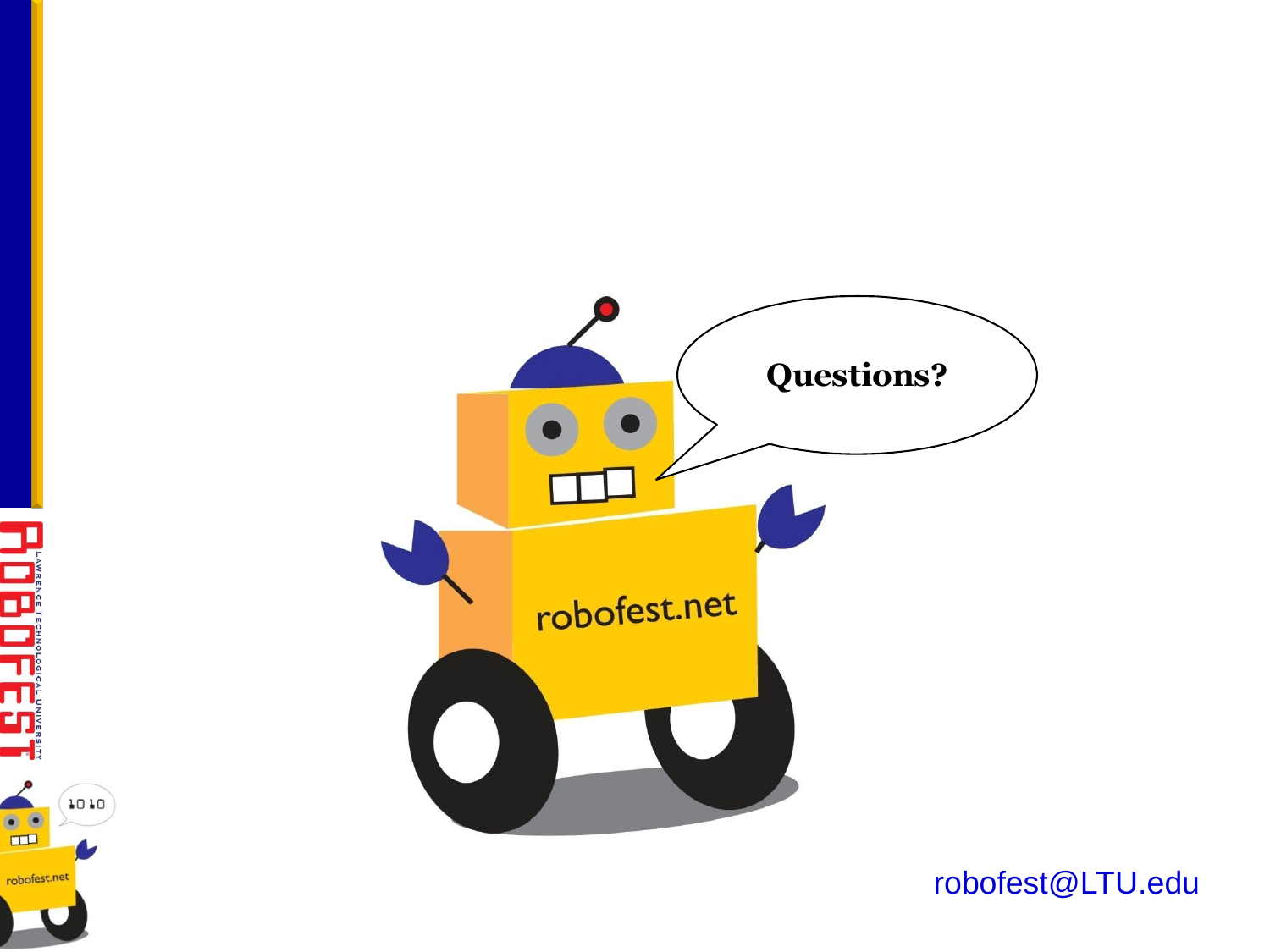Questions?

robofest@LTU.edu